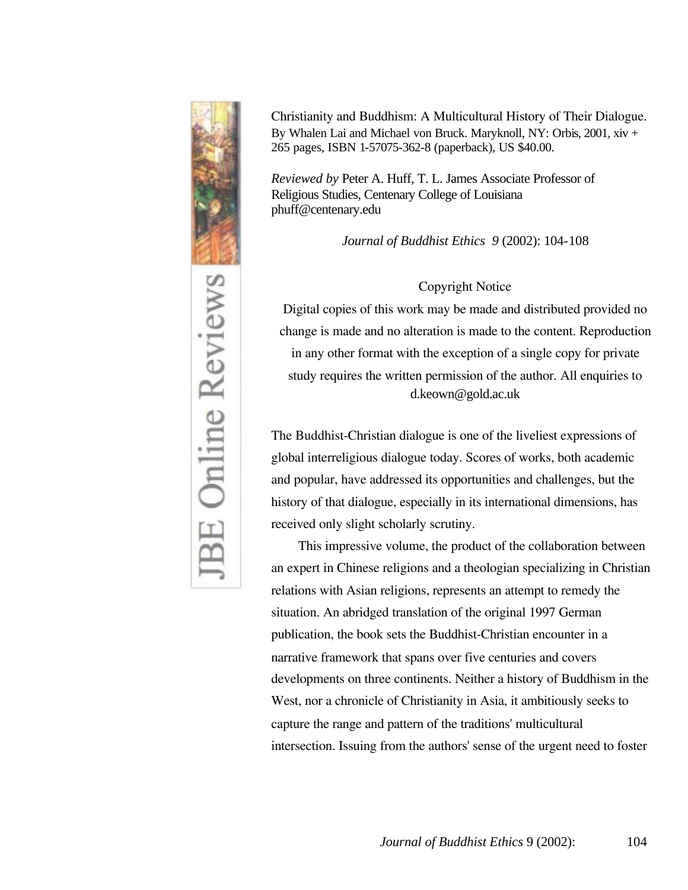Christianity and Buddhism: A Multicultural History of Their Dialogue. By Whalen Lai and Michael von Bruck. Maryknoll, NY: Orbis, 2001, xiv + 265 pages, ISBN 1-57075-362-8 (paperback), US $40.00.

*Reviewed by* Peter A. Huff, T. L. James Associate Professor of Religious Studies, Centenary College of Louisiana
phuff@centenary.edu

*Journal of Buddhist Ethics 9* (2002): 104-108

Copyright Notice

Digital copies of this work may be made and distributed provided no change is made and no alteration is made to the content. Reproduction in any other format with the exception of a single copy for private study requires the written permission of the author. All enquiries to d.keown@gold.ac.uk

The Buddhist-Christian dialogue is one of the liveliest expressions of global interreligious dialogue today. Scores of works, both academic and popular, have addressed its opportunities and challenges, but the history of that dialogue, especially in its international dimensions, has received only slight scholarly scrutiny.

This impressive volume, the product of the collaboration between an expert in Chinese religions and a theologian specializing in Christian relations with Asian religions, represents an attempt to remedy the situation. An abridged translation of the original 1997 German publication, the book sets the Buddhist-Christian encounter in a narrative framework that spans over five centuries and covers developments on three continents. Neither a history of Buddhism in the West, nor a chronicle of Christianity in Asia, it ambitiously seeks to capture the range and pattern of the traditions' multicultural intersection. Issuing from the authors' sense of the urgent need to foster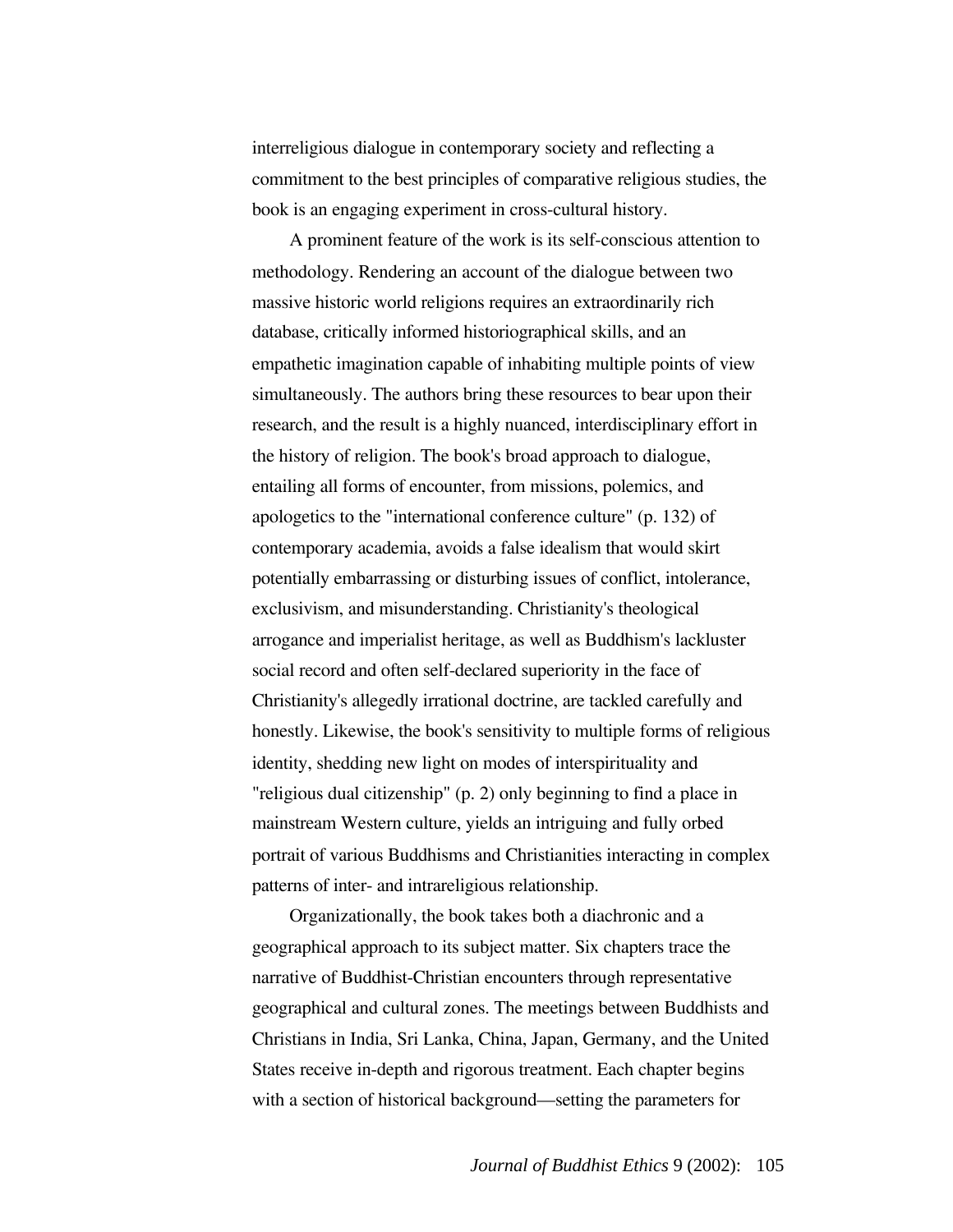interreligious dialogue in contemporary society and reflecting a commitment to the best principles of comparative religious studies, the book is an engaging experiment in cross-cultural history.

A prominent feature of the work is its self-conscious attention to methodology. Rendering an account of the dialogue between two massive historic world religions requires an extraordinarily rich database, critically informed historiographical skills, and an empathetic imagination capable of inhabiting multiple points of view simultaneously. The authors bring these resources to bear upon their research, and the result is a highly nuanced, interdisciplinary effort in the history of religion. The book's broad approach to dialogue, entailing all forms of encounter, from missions, polemics, and apologetics to the "international conference culture" (p. 132) of contemporary academia, avoids a false idealism that would skirt potentially embarrassing or disturbing issues of conflict, intolerance, exclusivism, and misunderstanding. Christianity's theological arrogance and imperialist heritage, as well as Buddhism's lackluster social record and often self-declared superiority in the face of Christianity's allegedly irrational doctrine, are tackled carefully and honestly. Likewise, the book's sensitivity to multiple forms of religious identity, shedding new light on modes of interspirituality and "religious dual citizenship" (p. 2) only beginning to find a place in mainstream Western culture, yields an intriguing and fully orbed portrait of various Buddhisms and Christianities interacting in complex patterns of inter- and intrareligious relationship.

Organizationally, the book takes both a diachronic and a geographical approach to its subject matter. Six chapters trace the narrative of Buddhist-Christian encounters through representative geographical and cultural zones. The meetings between Buddhists and Christians in India, Sri Lanka, China, Japan, Germany, and the United States receive in-depth and rigorous treatment. Each chapter begins with a section of historical background—setting the parameters for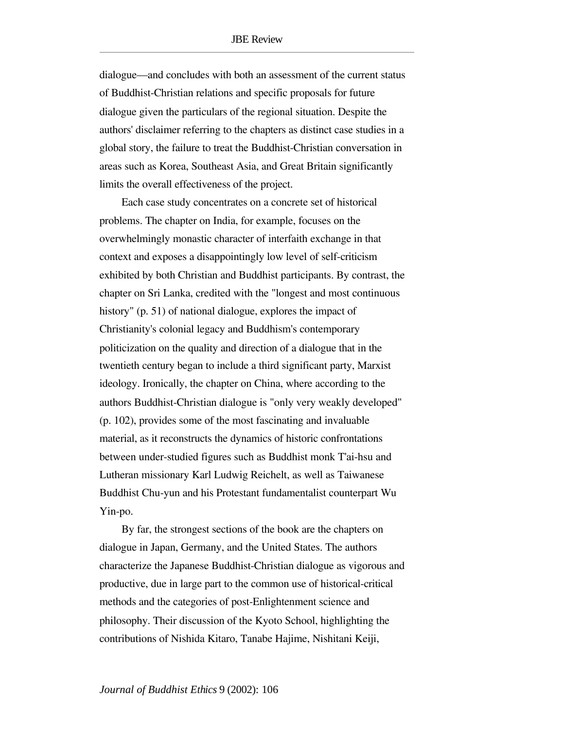dialogue—and concludes with both an assessment of the current status of Buddhist-Christian relations and specific proposals for future dialogue given the particulars of the regional situation. Despite the authors' disclaimer referring to the chapters as distinct case studies in a global story, the failure to treat the Buddhist-Christian conversation in areas such as Korea, Southeast Asia, and Great Britain significantly limits the overall effectiveness of the project.

Each case study concentrates on a concrete set of historical problems. The chapter on India, for example, focuses on the overwhelmingly monastic character of interfaith exchange in that context and exposes a disappointingly low level of self-criticism exhibited by both Christian and Buddhist participants. By contrast, the chapter on Sri Lanka, credited with the "longest and most continuous history" (p. 51) of national dialogue, explores the impact of Christianity's colonial legacy and Buddhism's contemporary politicization on the quality and direction of a dialogue that in the twentieth century began to include a third significant party, Marxist ideology. Ironically, the chapter on China, where according to the authors Buddhist-Christian dialogue is "only very weakly developed" (p. 102), provides some of the most fascinating and invaluable material, as it reconstructs the dynamics of historic confrontations between under-studied figures such as Buddhist monk T'ai-hsu and Lutheran missionary Karl Ludwig Reichelt, as well as Taiwanese Buddhist Chu-yun and his Protestant fundamentalist counterpart Wu Yin-po.

By far, the strongest sections of the book are the chapters on dialogue in Japan, Germany, and the United States. The authors characterize the Japanese Buddhist-Christian dialogue as vigorous and productive, due in large part to the common use of historical-critical methods and the categories of post-Enlightenment science and philosophy. Their discussion of the Kyoto School, highlighting the contributions of Nishida Kitaro, Tanabe Hajime, Nishitani Keiji,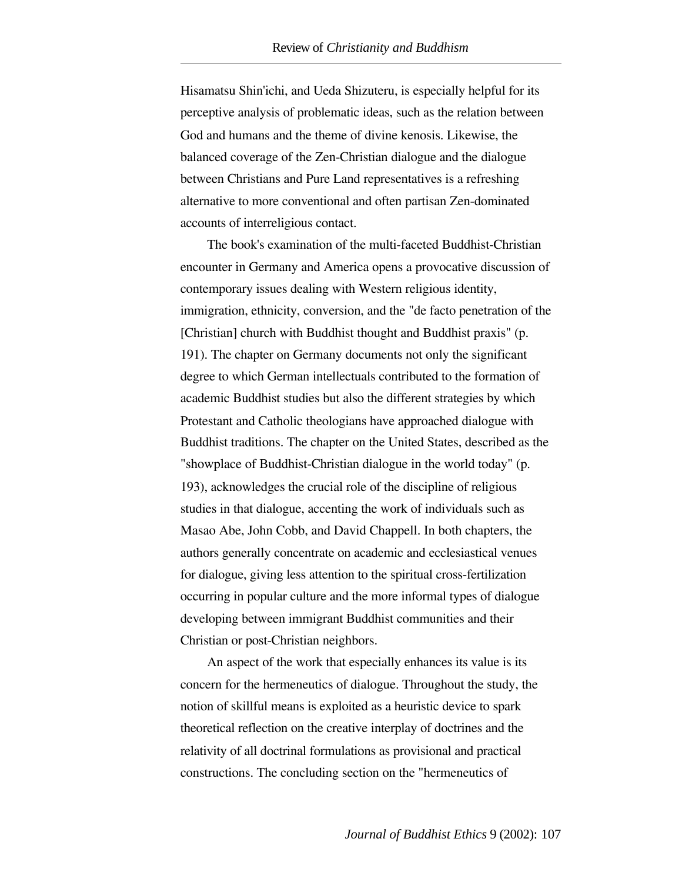Hisamatsu Shin'ichi, and Ueda Shizuteru, is especially helpful for its perceptive analysis of problematic ideas, such as the relation between God and humans and the theme of divine kenosis. Likewise, the balanced coverage of the Zen-Christian dialogue and the dialogue between Christians and Pure Land representatives is a refreshing alternative to more conventional and often partisan Zen-dominated accounts of interreligious contact.

The book's examination of the multi-faceted Buddhist-Christian encounter in Germany and America opens a provocative discussion of contemporary issues dealing with Western religious identity, immigration, ethnicity, conversion, and the "de facto penetration of the [Christian] church with Buddhist thought and Buddhist praxis" (p. 191). The chapter on Germany documents not only the significant degree to which German intellectuals contributed to the formation of academic Buddhist studies but also the different strategies by which Protestant and Catholic theologians have approached dialogue with Buddhist traditions. The chapter on the United States, described as the "showplace of Buddhist-Christian dialogue in the world today" (p. 193), acknowledges the crucial role of the discipline of religious studies in that dialogue, accenting the work of individuals such as Masao Abe, John Cobb, and David Chappell. In both chapters, the authors generally concentrate on academic and ecclesiastical venues for dialogue, giving less attention to the spiritual cross-fertilization occurring in popular culture and the more informal types of dialogue developing between immigrant Buddhist communities and their Christian or post-Christian neighbors.

An aspect of the work that especially enhances its value is its concern for the hermeneutics of dialogue. Throughout the study, the notion of skillful means is exploited as a heuristic device to spark theoretical reflection on the creative interplay of doctrines and the relativity of all doctrinal formulations as provisional and practical constructions. The concluding section on the "hermeneutics of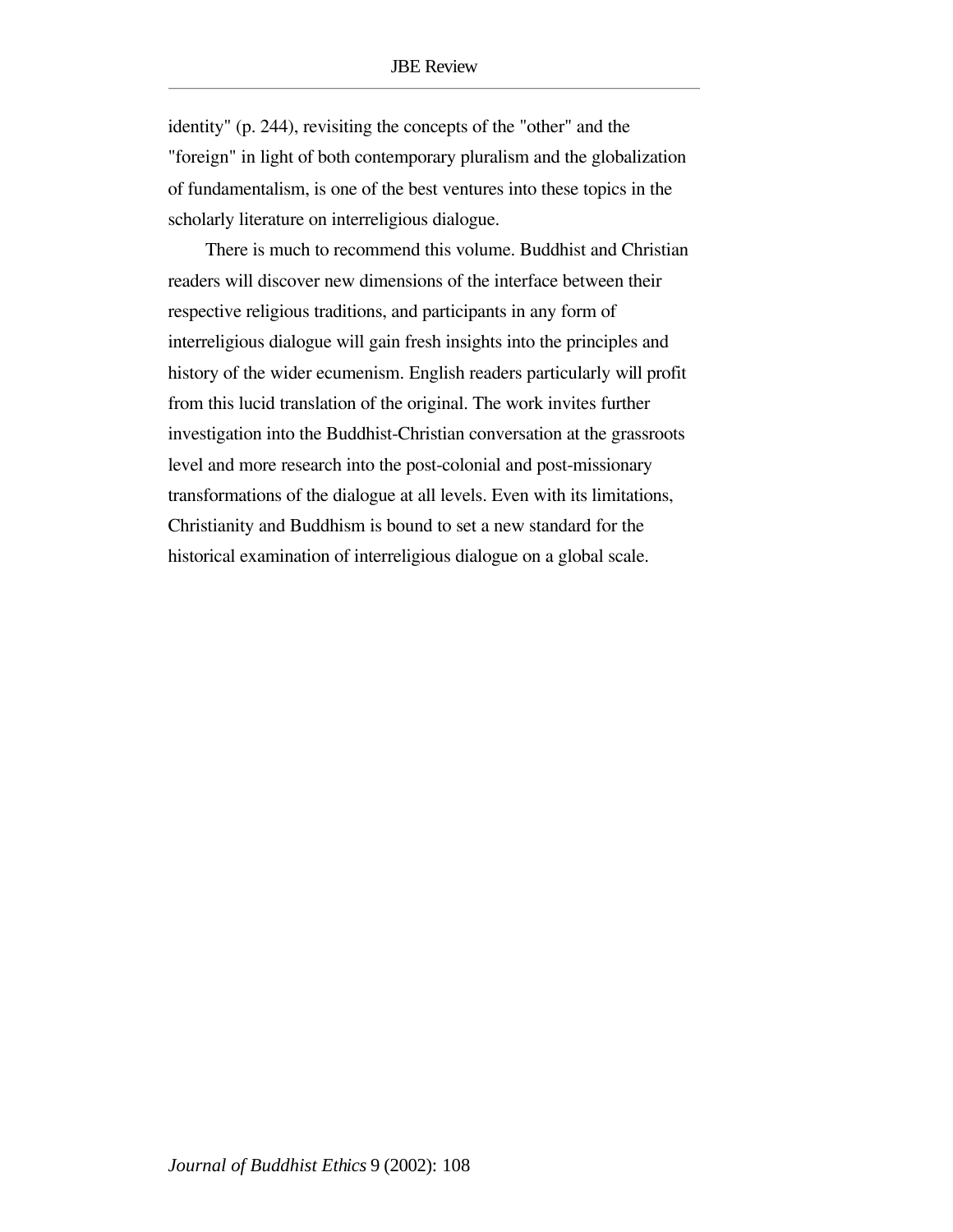identity" (p. 244), revisiting the concepts of the "other" and the "foreign" in light of both contemporary pluralism and the globalization of fundamentalism, is one of the best ventures into these topics in the scholarly literature on interreligious dialogue.

There is much to recommend this volume. Buddhist and Christian readers will discover new dimensions of the interface between their respective religious traditions, and participants in any form of interreligious dialogue will gain fresh insights into the principles and history of the wider ecumenism. English readers particularly will profit from this lucid translation of the original. The work invites further investigation into the Buddhist-Christian conversation at the grassroots level and more research into the post-colonial and post-missionary transformations of the dialogue at all levels. Even with its limitations, Christianity and Buddhism is bound to set a new standard for the historical examination of interreligious dialogue on a global scale.